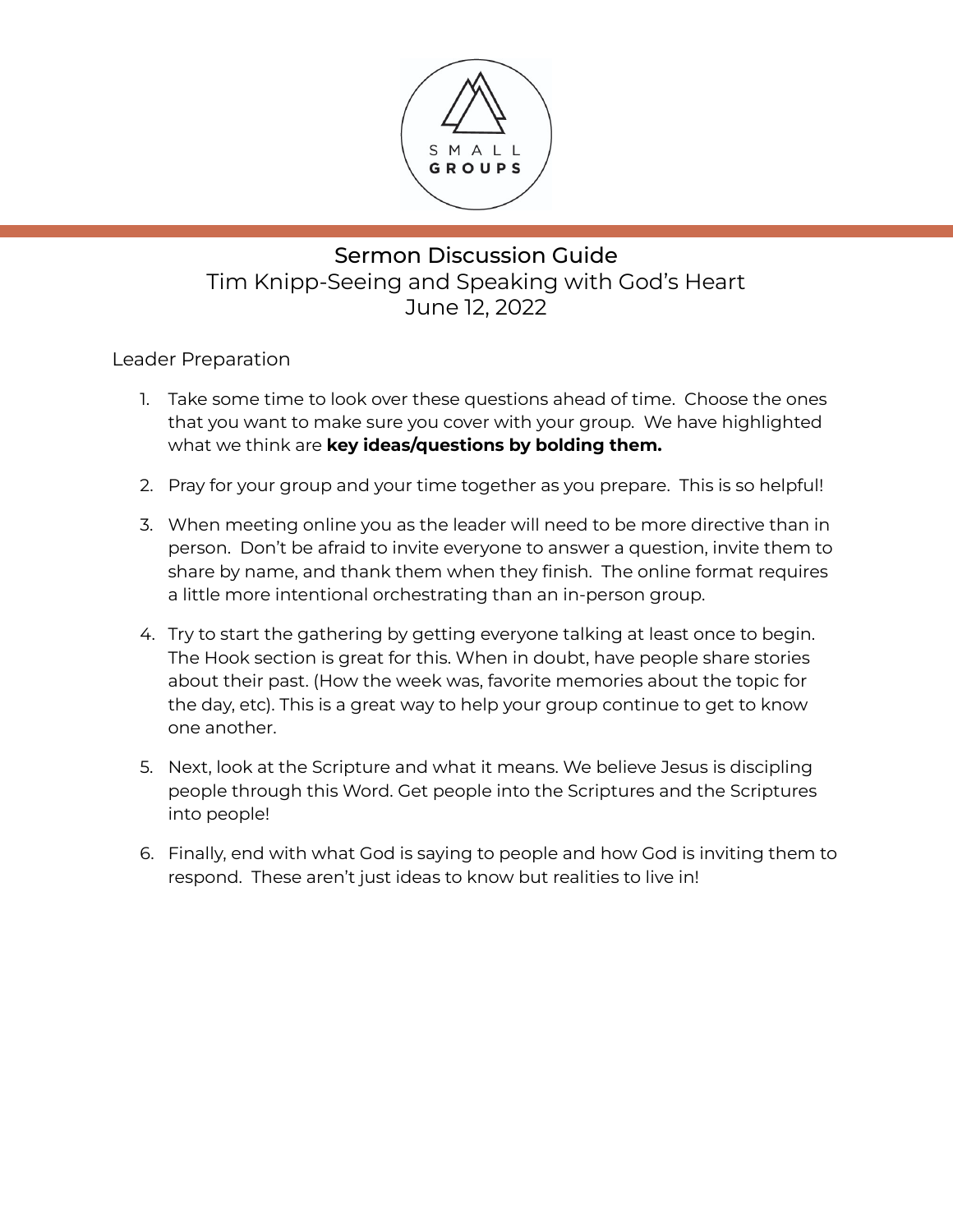SMALL GROUPS

# Sermon Discussion Guide

Tim Knipp-Seeing and Speaking with God's Heart

June 12, 2022

## Leader Preparation

1. Take some time to look over these questions ahead of time. Choose the ones that you want to make sure you cover with your group. We have highlighted what we think are **key ideas/questions by bolding them.**
2. Pray for your group and your time together as you prepare. This is so helpful!
3. When meeting online you as the leader will need to be more directive than in person. Don't be afraid to invite everyone to answer a question, invite them to share by name, and thank them when they finish. The online format requires a little more intentional orchestrating than an in-person group.
4. Try to start the gathering by getting everyone talking at least once to begin. The Hook section is great for this. When in doubt, have people share stories about their past. (How the week was, favorite memories about the topic for the day, etc). This is a great way to help your group continue to get to know one another.
5. Next, look at the Scripture and what it means. We believe Jesus is discipling people through this Word. Get people into the Scriptures and the Scriptures into people!
6. Finally, end with what God is saying to people and how God is inviting them to respond. These aren't just ideas to know but realities to live in!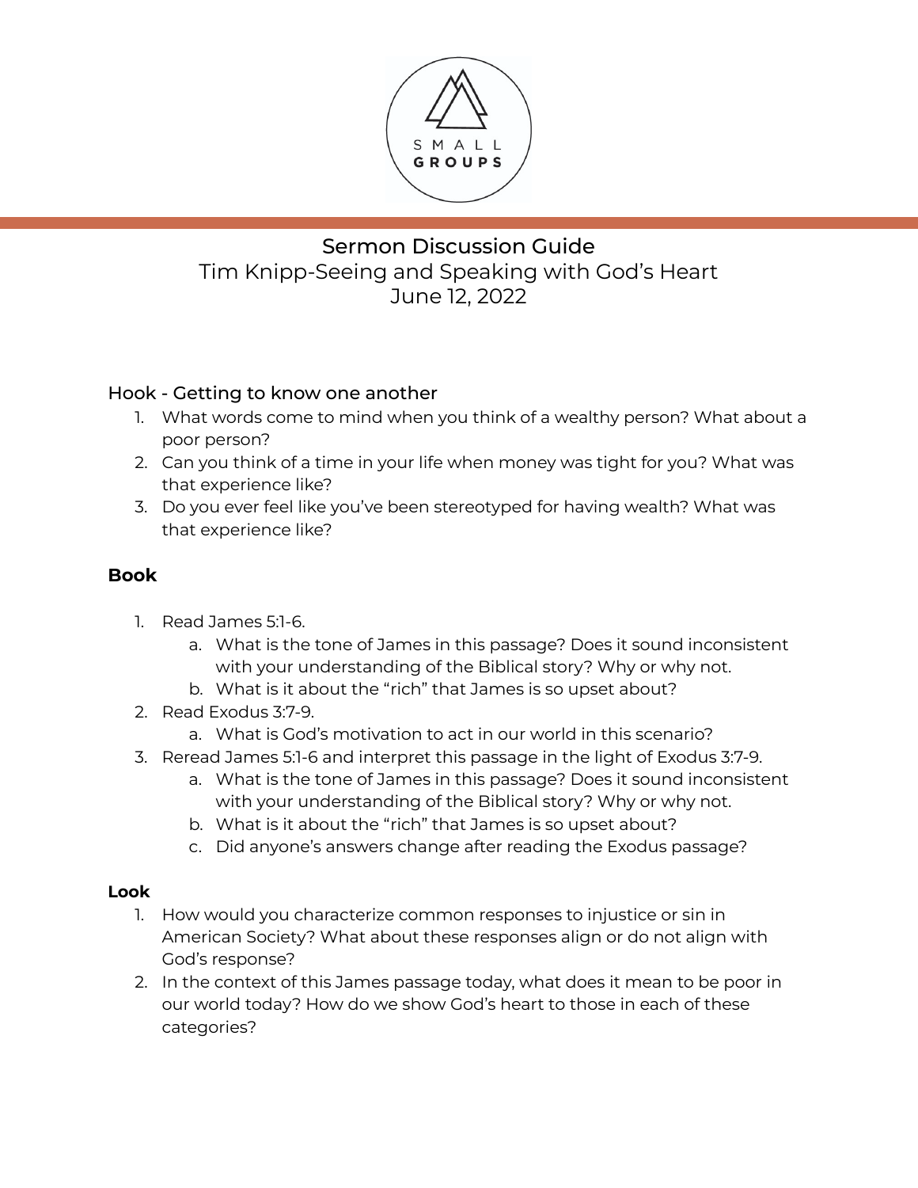SMALL GROUPS

# Sermon Discussion Guide
Tim Knipp-Seeing and Speaking with God's Heart
June 12, 2022

## Hook - Getting to know one another

1. What words come to mind when you think of a wealthy person? What about a poor person?
2. Can you think of a time in your life when money was tight for you? What was that experience like?
3. Do you ever feel like you've been stereotyped for having wealth? What was that experience like?

## **Book**

1. Read James 5:1-6.
   a. What is the tone of James in this passage? Does it sound inconsistent with your understanding of the Biblical story? Why or why not.
   b. What is it about the "rich" that James is so upset about?
2. Read Exodus 3:7-9.
   a. What is God's motivation to act in our world in this scenario?
3. Reread James 5:1-6 and interpret this passage in the light of Exodus 3:7-9.
   a. What is the tone of James in this passage? Does it sound inconsistent with your understanding of the Biblical story? Why or why not.
   b. What is it about the "rich" that James is so upset about?
   c. Did anyone's answers change after reading the Exodus passage?

## **Look**

1. How would you characterize common responses to injustice or sin in American Society? What about these responses align or do not align with God's response?
2. In the context of this James passage today, what does it mean to be poor in our world today? How do we show God's heart to those in each of these categories?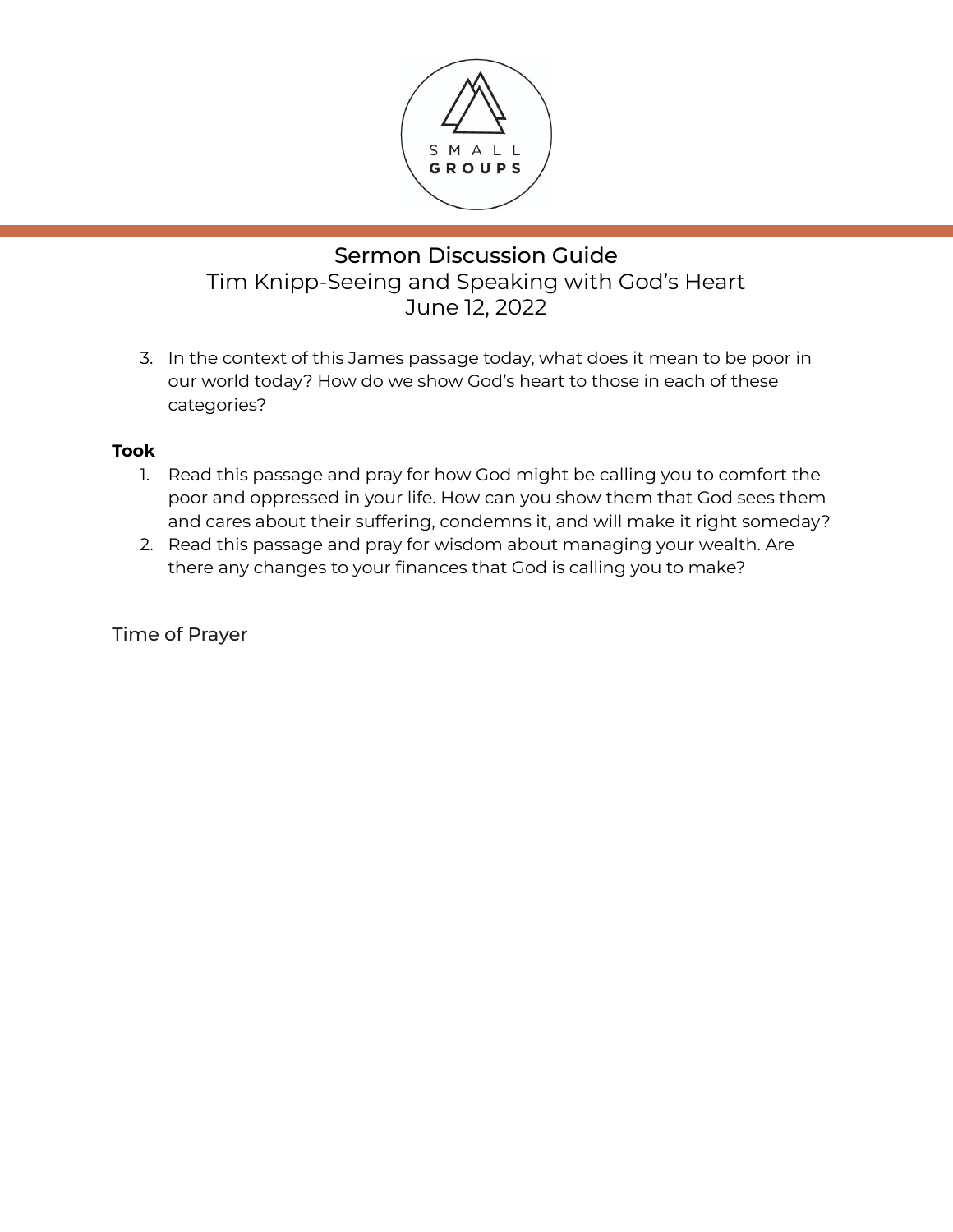Sermon Discussion Guide

Tim Knipp-Seeing and Speaking with God's Heart

June 12, 2022

3. In the context of this James passage today, what does it mean to be poor in our world today? How do we show God's heart to those in each of these categories?

**Took**

1. Read this passage and pray for how God might be calling you to comfort the poor and oppressed in your life. How can you show them that God sees them and cares about their suffering, condemns it, and will make it right someday?
2. Read this passage and pray for wisdom about managing your wealth. Are there any changes to your finances that God is calling you to make?

Time of Prayer